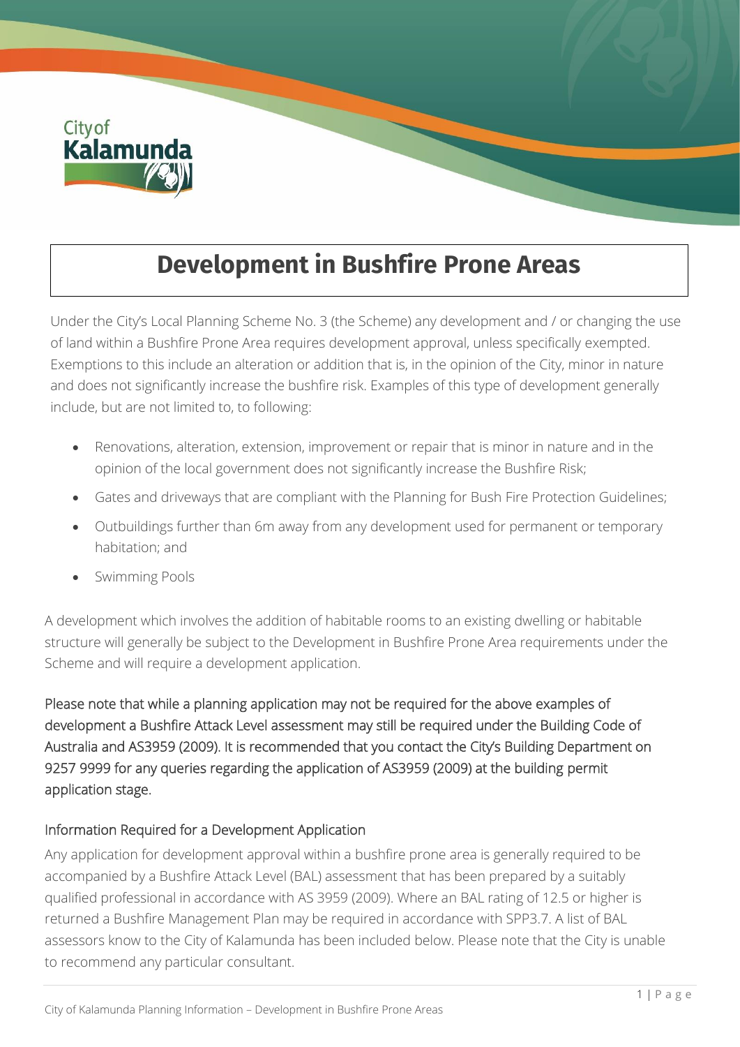# Development in Bushfire Prone Areas

Under the City's Local Planning Scheme No. 3 (the Scheme) any development and / or changing the use of land within a Bushfire Prone Area requires development approval, unless specifically exempted. Exemptions to this include an alteration or addition that is, in the opinion of the City, minor in nature and does not significantly increase the bushfire risk. Examples of this type of development generally include, but are not limited to, to following:

- Renovations, alteration, extension, improvement or repair that is minor in nature and in the opinion of the local government does not significantly increase the Bushfire Risk;
- Gates and driveways that are compliant with the Planning for Bush Fire Protection Guidelines;
- Outbuildings further than 6m away from any development used for permanent or temporary habitation; and
- Swimming Pools

A development which involves the addition of habitable rooms to an existing dwelling or habitable structure will generally be subject to the Development in Bushfire Prone Area requirements under the Scheme and will require a development application.

Please note that while a planning application may not be required for the above examples of development a Bushfire Attack Level assessment may still be required under the Building Code of Australia and AS3959 (2009). It is recommended that you contact the City's Building Department on 9257 9999 for any queries regarding the application of AS3959 (2009) at the building permit application stage.

## Information Required for a Development Application

Any application for development approval within a bushfire prone area is generally required to be accompanied by a Bushfire Attack Level (BAL) assessment that has been prepared by a suitably qualified professional in accordance with AS 3959 (2009). Where an BAL rating of 12.5 or higher is returned a Bushfire Management Plan may be required in accordance with SPP3.7. A list of BAL assessors know to the City of Kalamunda has been included below. Please note that the City is unable to recommend any particular consultant.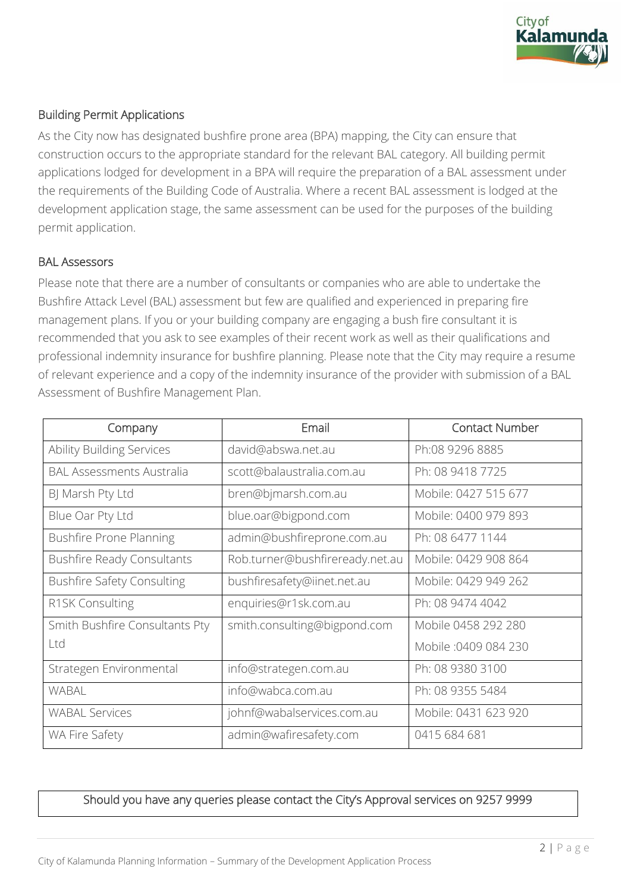## Building Permit Applications

As the City now has designated bushfire prone area (BPA) mapping, the City can ensure that construction occurs to the appropriate standard for the relevant BAL category. All building permit applications lodged for development in a BPA will require the preparation of a BAL assessment under the requirements of the Building Code of Australia. Where a recent BAL assessment is lodged at the development application stage, the same assessment can be used for the purposes of the building permit application.

## BAL Assessors

Please note that there are a number of consultants or companies who are able to undertake the Bushfire Attack Level (BAL) assessment but few are qualified and experienced in preparing fire management plans. If you or your building company are engaging a bush fire consultant it is recommended that you ask to see examples of their recent work as well as their qualifications and professional indemnity insurance for bushfire planning. Please note that the City may require a resume of relevant experience and a copy of the indemnity insurance of the provider with submission of a BAL Assessment of Bushfire Management Plan.

| Company | Email | Contact Number |
|---|---|---|
| Ability Building Services | david@abswa.net.au | Ph:08 9296 8885 |
| BAL Assessments Australia | scott@balaustralia.com.au | Ph: 08 9418 7725 |
| BJ Marsh Pty Ltd | bren@bjmarsh.com.au | Mobile: 0427 515 677 |
| Blue Oar Pty Ltd | blue.oar@bigpond.com | Mobile: 0400 979 893 |
| Bushfire Prone Planning | admin@bushfireprone.com.au | Ph: 08 6477 1144 |
| Bushfire Ready Consultants | Rob.turner@bushfireready.net.au | Mobile: 0429 908 864 |
| Bushfire Safety Consulting | bushfiresafety@iinet.net.au | Mobile: 0429 949 262 |
| R1SK Consulting | enquiries@r1sk.com.au | Ph: 08 9474 4042 |
| Smith Bushfire Consultants Pty Ltd | smith.consulting@bigpond.com | Mobile 0458 292 280<br>Mobile :0409 084 230 |
| Strategen Environmental | info@strategen.com.au | Ph: 08 9380 3100 |
| WABAL | info@wabca.com.au | Ph: 08 9355 5484 |
| WABAL Services | johnf@wabalservices.com.au | Mobile: 0431 623 920 |
| WA Fire Safety | admin@wafiresafety.com | 0415 684 681 |

Should you have any queries please contact the City's Approval services on 9257 9999